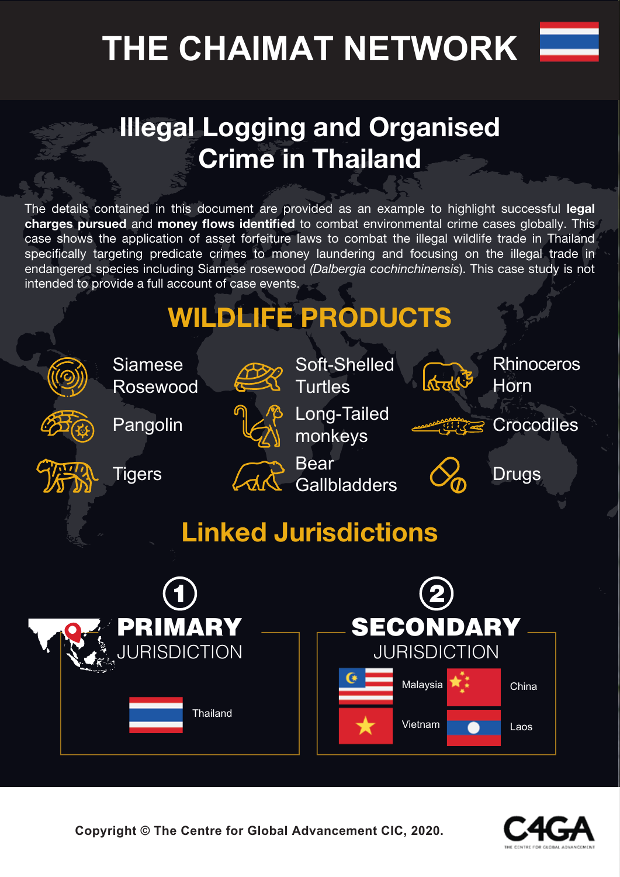# THE CHAIMAT NETWORK

## Illegal Logging and Organised Crime in Thailand

The details contained in this document are provided as an example to highlight successful **legal charges pursued** and **money flows identified** to combat environmental crime cases globally. This case shows the application of asset forfeiture laws to combat the illegal wildlife trade in Thailand specifically targeting predicate crimes to money laundering and focusing on the illegal trade in endangered species including Siamese rosewood (*Dalbergia cochinchinensis*). This case study is not intended to provide a full account of case events.

## WILDLIFE PRODUCTS

- Siamese Rosewood
- Soft-Shelled Turtles
- Rhinoceros Horn
- Pangolin
- Long-Tailed monkeys
- Crocodiles
- Tigers
- Bear Gallbladders
- Drugs

## Linked Jurisdictions

### 1 PRIMARY JURISDICTION

- Thailand

### 2 SECONDARY JURISDICTION

- Malaysia
- China
- Vietnam
- Laos

Copyright © The Centre for Global Advancement CIC, 2020.

C4GA THE CENTRE FOR GLOBAL ADVANCEMENT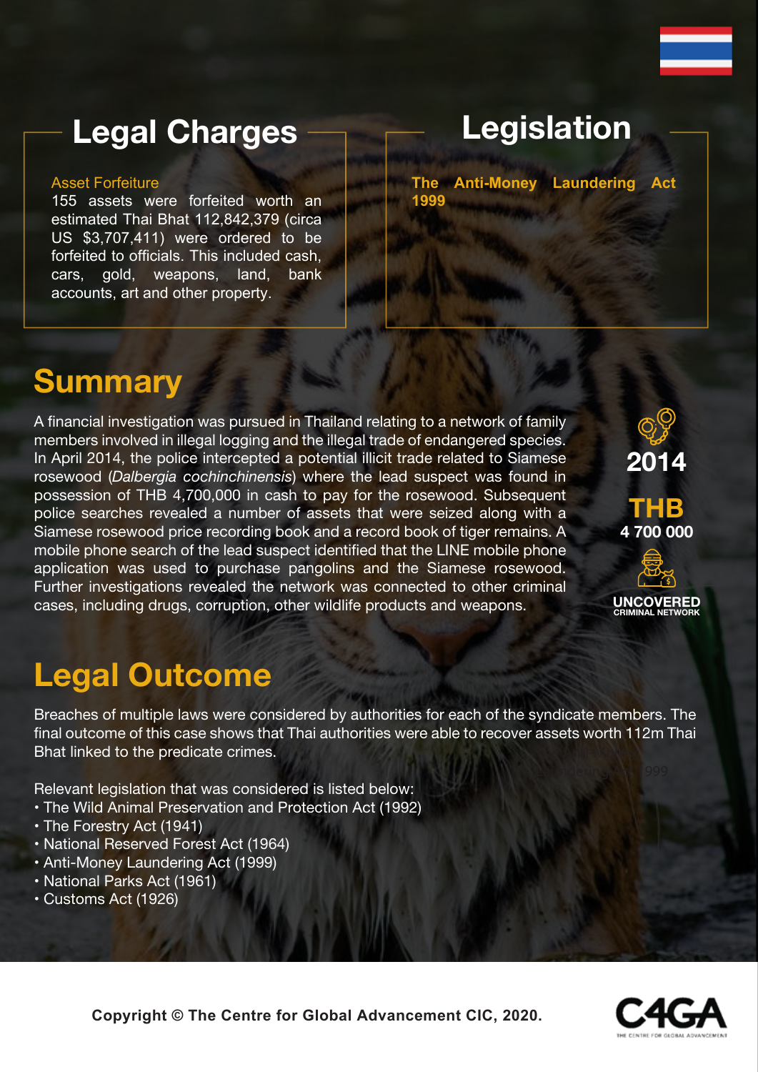## Legal Charges

Asset Forfeiture

155 assets were forfeited worth an estimated Thai Bhat 112,842,379 (circa US $3,707,411) were ordered to be forfeited to officials. This included cash, cars, gold, weapons, land, bank accounts, art and other property.

## Legislation

**The Anti-Money Laundering Act 1999**

# Summary

A financial investigation was pursued in Thailand relating to a network of family members involved in illegal logging and the illegal trade of endangered species. In April 2014, the police intercepted a potential illicit trade related to Siamese rosewood (*Dalbergia cochinchinensis*) where the lead suspect was found in possession of THB 4,700,000 in cash to pay for the rosewood. Subsequent police searches revealed a number of assets that were seized along with a Siamese rosewood price recording book and a record book of tiger remains. A mobile phone search of the lead suspect identified that the LINE mobile phone application was used to purchase pangolins and the Siamese rosewood. Further investigations revealed the network was connected to other criminal cases, including drugs, corruption, other wildlife products and weapons.

**2014**

**THB**
**4 700 000**

**UNCOVERED**
CRIMINAL NETWORK

# Legal Outcome

Breaches of multiple laws were considered by authorities for each of the syndicate members. The final outcome of this case shows that Thai authorities were able to recover assets worth 112m Thai Bhat linked to the predicate crimes.

Relevant legislation that was considered is listed below:

- The Wild Animal Preservation and Protection Act (1992)
- The Forestry Act (1941)
- National Reserved Forest Act (1964)
- Anti-Money Laundering Act (1999)
- National Parks Act (1961)
- Customs Act (1926)

**Copyright © The Centre for Global Advancement CIC, 2020.**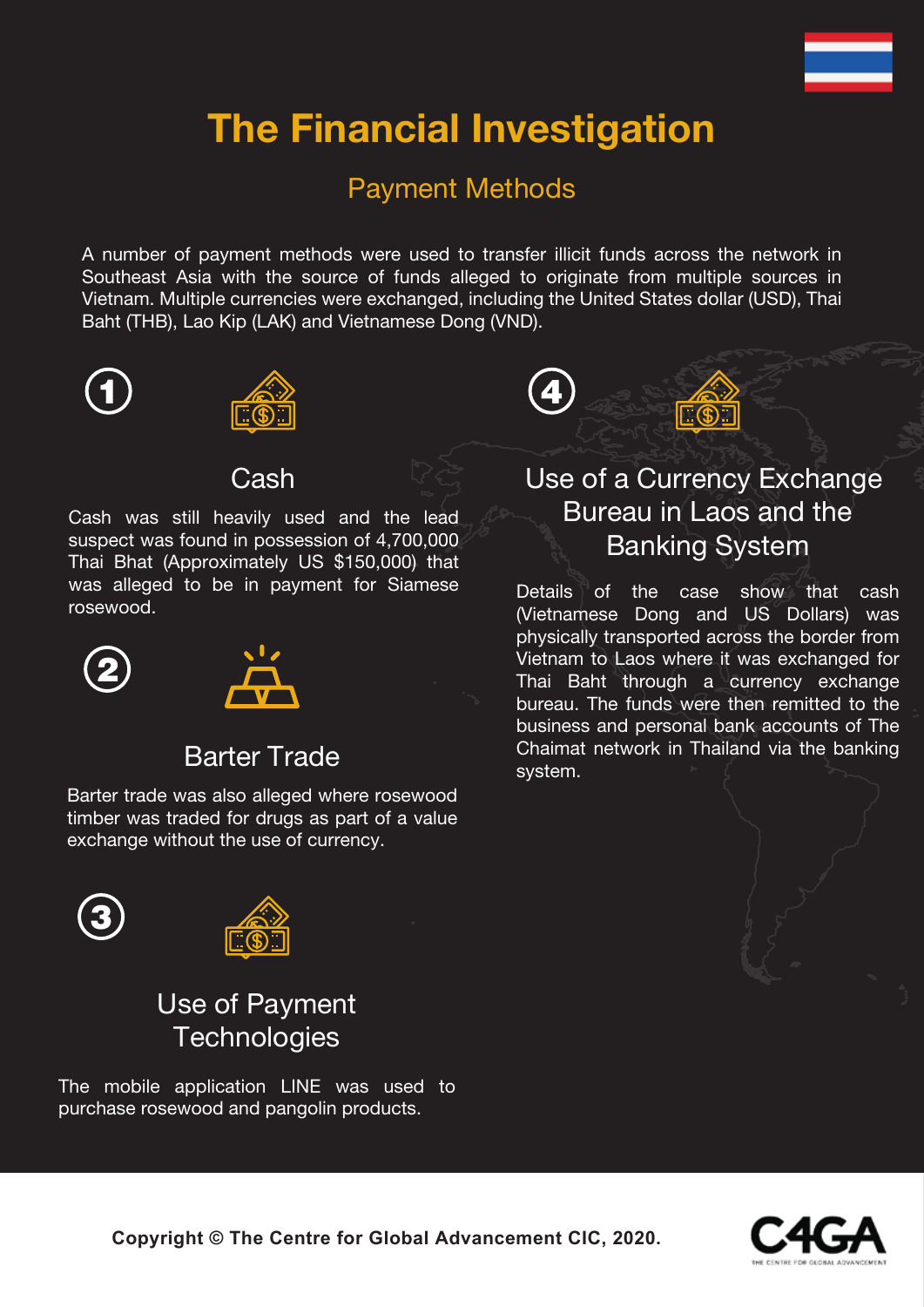# The Financial Investigation

## Payment Methods

A number of payment methods were used to transfer illicit funds across the network in Southeast Asia with the source of funds alleged to originate from multiple sources in Vietnam. Multiple currencies were exchanged, including the United States dollar (USD), Thai Baht (THB), Lao Kip (LAK) and Vietnamese Dong (VND).

### 1. Cash

Cash was still heavily used and the lead suspect was found in possession of 4,700,000 Thai Bhat (Approximately US $150,000) that was alleged to be in payment for Siamese rosewood.

### 2. Barter Trade

Barter trade was also alleged where rosewood timber was traded for drugs as part of a value exchange without the use of currency.

### 3. Use of Payment Technologies

The mobile application LINE was used to purchase rosewood and pangolin products.

### 4. Use of a Currency Exchange Bureau in Laos and the Banking System

Details of the case show that cash (Vietnamese Dong and US Dollars) was physically transported across the border from Vietnam to Laos where it was exchanged for Thai Baht through a currency exchange bureau. The funds were then remitted to the business and personal bank accounts of The Chaimat network in Thailand via the banking system.

**Copyright © The Centre for Global Advancement CIC, 2020.**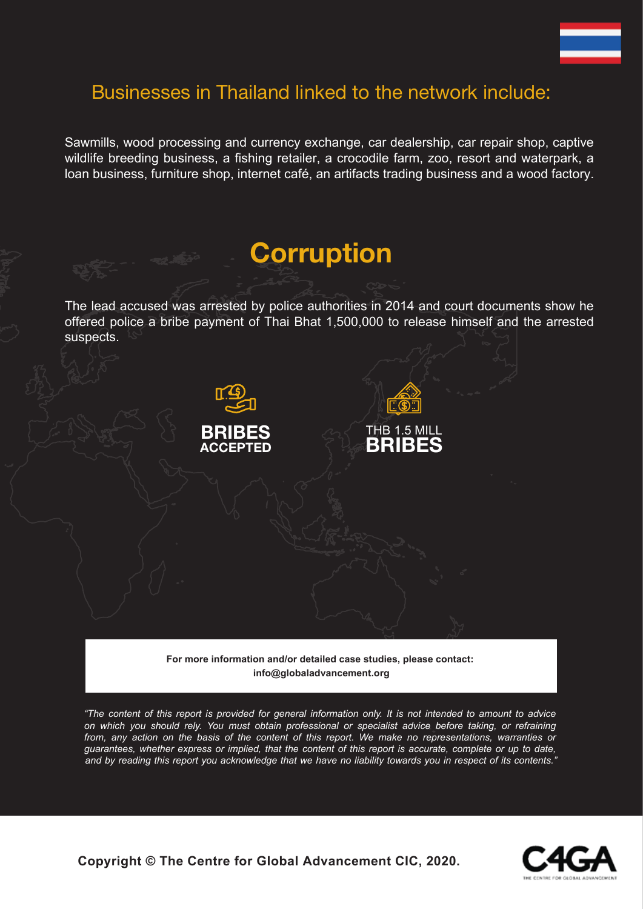## Businesses in Thailand linked to the network include:

Sawmills, wood processing and currency exchange, car dealership, car repair shop, captive wildlife breeding business, a fishing retailer, a crocodile farm, zoo, resort and waterpark, a loan business, furniture shop, internet café, an artifacts trading business and a wood factory.

# Corruption

The lead accused was arrested by police authorities in 2014 and court documents show he offered police a bribe payment of Thai Bhat 1,500,000 to release himself and the arrested suspects.

**BRIBES**
**ACCEPTED**

THB 1.5 MILL
**BRIBES**

**For more information and/or detailed case studies, please contact:**
**info@globaladvancement.org**

*"The content of this report is provided for general information only. It is not intended to amount to advice on which you should rely. You must obtain professional or specialist advice before taking, or refraining from, any action on the basis of the content of this report. We make no representations, warranties or guarantees, whether express or implied, that the content of this report is accurate, complete or up to date, and by reading this report you acknowledge that we have no liability towards you in respect of its contents."*

**Copyright © The Centre for Global Advancement CIC, 2020.**

C4GA
THE CENTRE FOR GLOBAL ADVANCEMENT